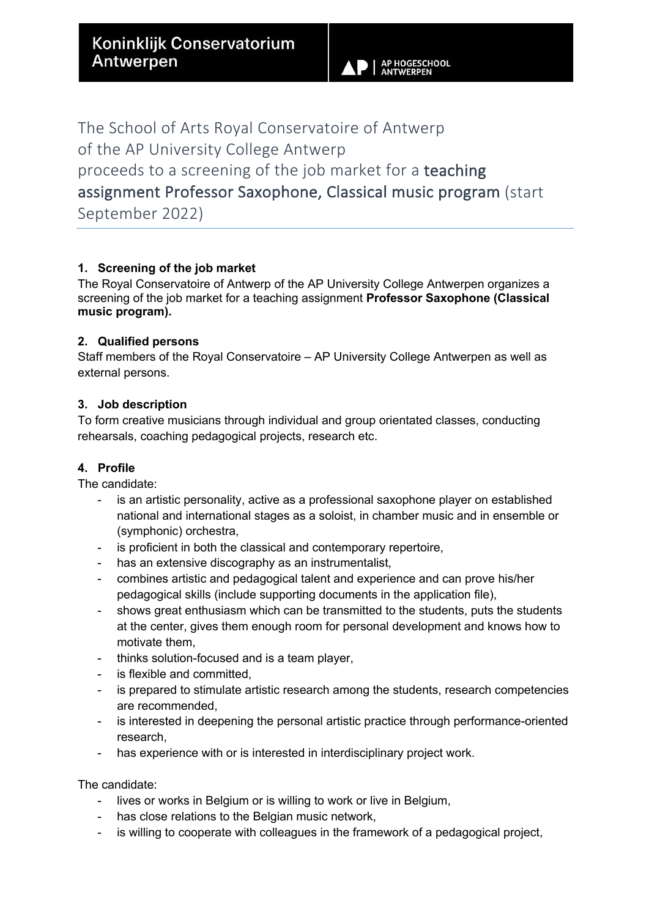Koninklijk Conservatorium Antwerpen

AP | AP HOGESCHOOL ANTWERPEN

# The School of Arts Royal Conservatoire of Antwerp of the AP University College Antwerp proceeds to a screening of the job market for a teaching assignment Professor Saxophone, Classical music program (start September 2022)

### 1. Screening of the job market

The Royal Conservatoire of Antwerp of the AP University College Antwerpen organizes a screening of the job market for a teaching assignment **Professor Saxophone (Classical music program).**

### 2. Qualified persons

Staff members of the Royal Conservatoire – AP University College Antwerpen as well as external persons.

### 3. Job description

To form creative musicians through individual and group orientated classes, conducting rehearsals, coaching pedagogical projects, research etc.

### 4. Profile

The candidate:

- is an artistic personality, active as a professional saxophone player on established national and international stages as a soloist, in chamber music and in ensemble or (symphonic) orchestra,
- is proficient in both the classical and contemporary repertoire,
- has an extensive discography as an instrumentalist,
- combines artistic and pedagogical talent and experience and can prove his/her pedagogical skills (include supporting documents in the application file),
- shows great enthusiasm which can be transmitted to the students, puts the students at the center, gives them enough room for personal development and knows how to motivate them,
- thinks solution-focused and is a team player,
- is flexible and committed,
- is prepared to stimulate artistic research among the students, research competencies are recommended,
- is interested in deepening the personal artistic practice through performance-oriented research,
- has experience with or is interested in interdisciplinary project work.

The candidate:

- lives or works in Belgium or is willing to work or live in Belgium,
- has close relations to the Belgian music network,
- is willing to cooperate with colleagues in the framework of a pedagogical project,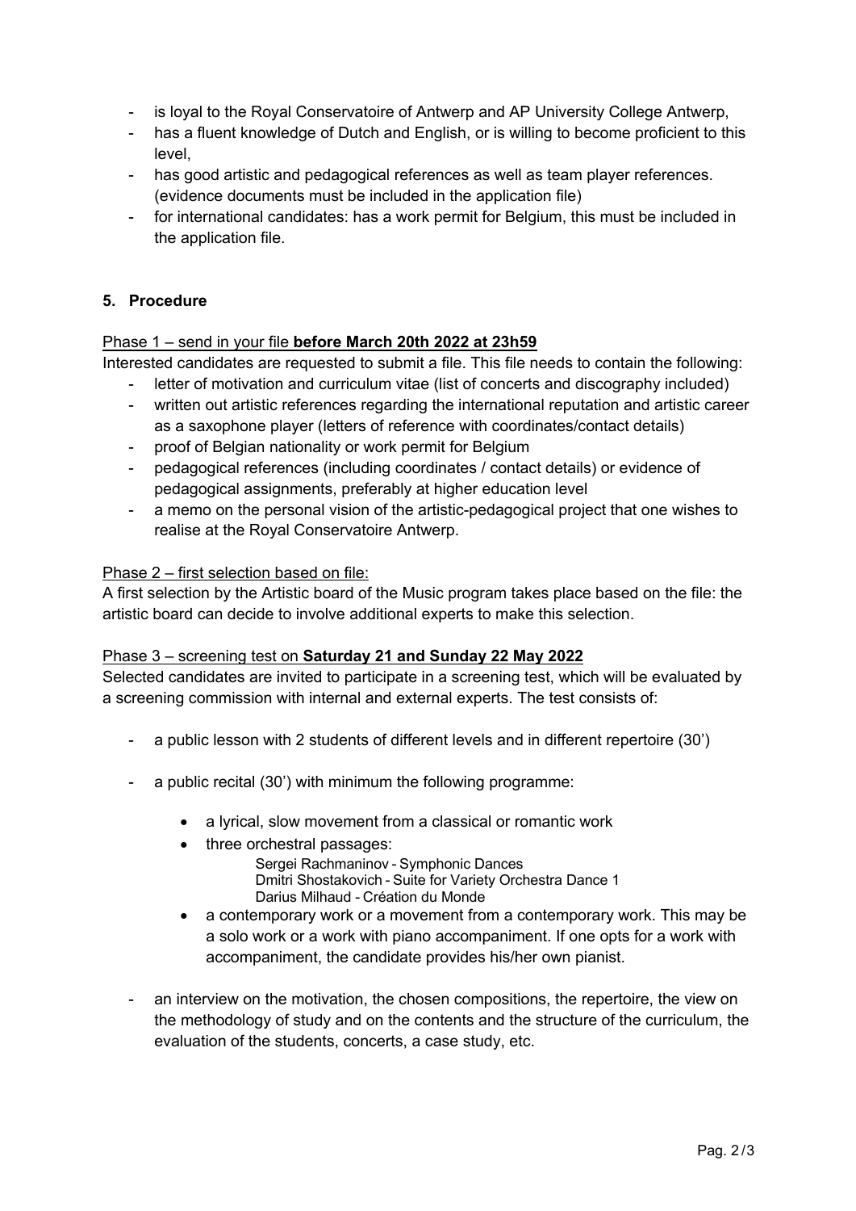- is loyal to the Royal Conservatoire of Antwerp and AP University College Antwerp,
- has a fluent knowledge of Dutch and English, or is willing to become proficient to this level,
- has good artistic and pedagogical references as well as team player references. (evidence documents must be included in the application file)
- for international candidates: has a work permit for Belgium, this must be included in the application file.

## 5. Procedure

Phase 1 – send in your file **before March 20th 2022 at 23h59**

Interested candidates are requested to submit a file. This file needs to contain the following:

- letter of motivation and curriculum vitae (list of concerts and discography included)
- written out artistic references regarding the international reputation and artistic career as a saxophone player (letters of reference with coordinates/contact details)
- proof of Belgian nationality or work permit for Belgium
- pedagogical references (including coordinates / contact details) or evidence of pedagogical assignments, preferably at higher education level
- a memo on the personal vision of the artistic-pedagogical project that one wishes to realise at the Royal Conservatoire Antwerp.

Phase 2 – first selection based on file:

A first selection by the Artistic board of the Music program takes place based on the file: the artistic board can decide to involve additional experts to make this selection.

Phase 3 – screening test on **Saturday 21 and Sunday 22 May 2022**

Selected candidates are invited to participate in a screening test, which will be evaluated by a screening commission with internal and external experts. The test consists of:

- a public lesson with 2 students of different levels and in different repertoire (30')
- a public recital (30') with minimum the following programme:
  - a lyrical, slow movement from a classical or romantic work
  - three orchestral passages:
    - Sergei Rachmaninov - Symphonic Dances
    - Dmitri Shostakovich - Suite for Variety Orchestra Dance 1
    - Darius Milhaud - Création du Monde
  - a contemporary work or a movement from a contemporary work. This may be a solo work or a work with piano accompaniment. If one opts for a work with accompaniment, the candidate provides his/her own pianist.
- an interview on the motivation, the chosen compositions, the repertoire, the view on the methodology of study and on the contents and the structure of the curriculum, the evaluation of the students, concerts, a case study, etc.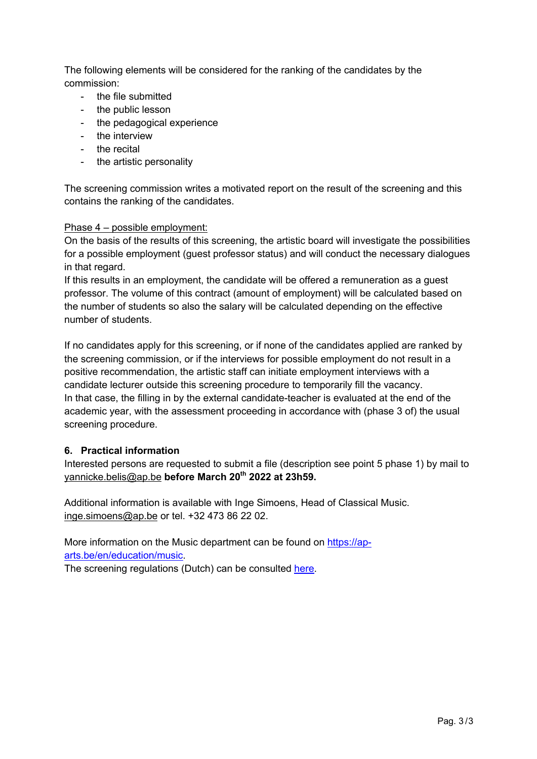The following elements will be considered for the ranking of the candidates by the commission:

- the file submitted
- the public lesson
- the pedagogical experience
- the interview
- the recital
- the artistic personality

The screening commission writes a motivated report on the result of the screening and this contains the ranking of the candidates.

Phase 4 – possible employment:

On the basis of the results of this screening, the artistic board will investigate the possibilities for a possible employment (guest professor status) and will conduct the necessary dialogues in that regard.

If this results in an employment, the candidate will be offered a remuneration as a guest professor. The volume of this contract (amount of employment) will be calculated based on the number of students so also the salary will be calculated depending on the effective number of students.

If no candidates apply for this screening, or if none of the candidates applied are ranked by the screening commission, or if the interviews for possible employment do not result in a positive recommendation, the artistic staff can initiate employment interviews with a candidate lecturer outside this screening procedure to temporarily fill the vacancy.

In that case, the filling in by the external candidate-teacher is evaluated at the end of the academic year, with the assessment proceeding in accordance with (phase 3 of) the usual screening procedure.

## 6. Practical information

Interested persons are requested to submit a file (description see point 5 phase 1) by mail to yannicke.belis@ap.be **before March 20th 2022 at 23h59.**

Additional information is available with Inge Simoens, Head of Classical Music. inge.simoens@ap.be or tel. +32 473 86 22 02.

More information on the Music department can be found on https://ap-arts.be/en/education/music.

The screening regulations (Dutch) can be consulted here.